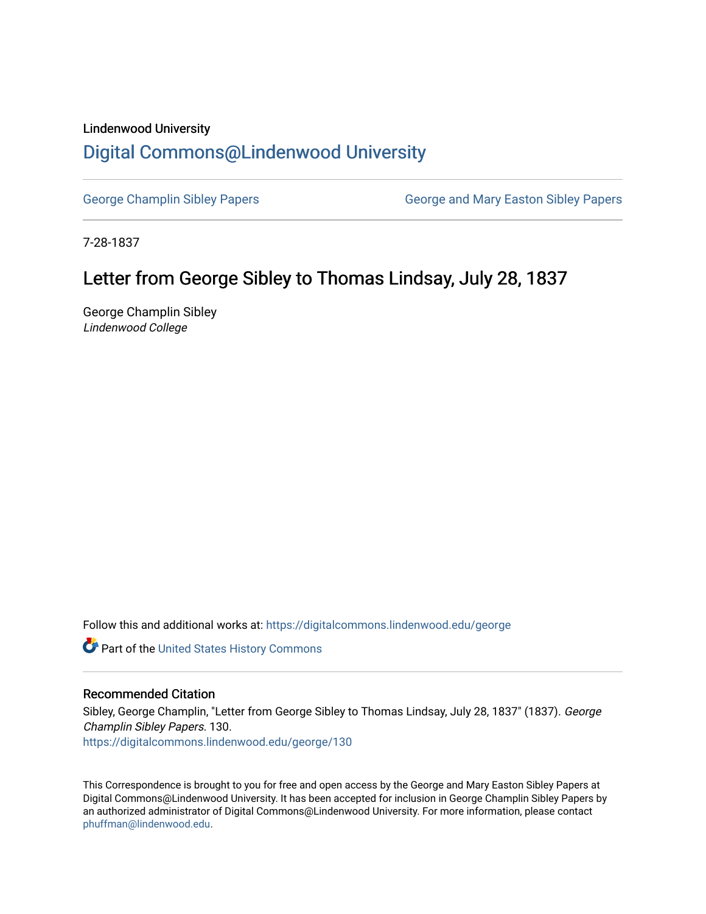Lindenwood University

# Digital Commons@Lindenwood University

George Champlin Sibley Papers

George and Mary Easton Sibley Papers

7-28-1837

## Letter from George Sibley to Thomas Lindsay, July 28, 1837

George Champlin Sibley
*Lindenwood College*

Follow this and additional works at: https://digitalcommons.lindenwood.edu/george

Part of the United States History Commons

### Recommended Citation

Sibley, George Champlin, "Letter from George Sibley to Thomas Lindsay, July 28, 1837" (1837). *George Champlin Sibley Papers*. 130.
https://digitalcommons.lindenwood.edu/george/130

This Correspondence is brought to you for free and open access by the George and Mary Easton Sibley Papers at Digital Commons@Lindenwood University. It has been accepted for inclusion in George Champlin Sibley Papers by an authorized administrator of Digital Commons@Lindenwood University. For more information, please contact phuffman@lindenwood.edu.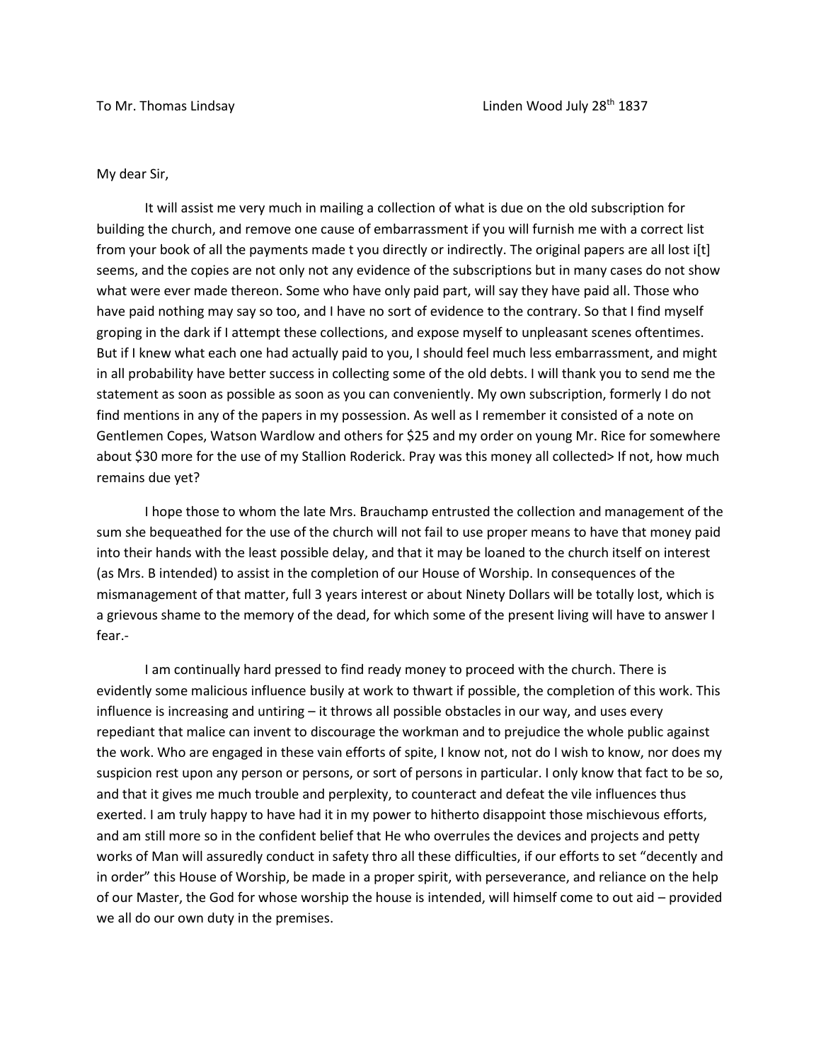To Mr. Thomas Lindsay Linden Wood July 28th 1837

My dear Sir,

It will assist me very much in mailing a collection of what is due on the old subscription for building the church, and remove one cause of embarrassment if you will furnish me with a correct list from your book of all the payments made t you directly or indirectly. The original papers are all lost i[t] seems, and the copies are not only not any evidence of the subscriptions but in many cases do not show what were ever made thereon. Some who have only paid part, will say they have paid all. Those who have paid nothing may say so too, and I have no sort of evidence to the contrary. So that I find myself groping in the dark if I attempt these collections, and expose myself to unpleasant scenes oftentimes. But if I knew what each one had actually paid to you, I should feel much less embarrassment, and might in all probability have better success in collecting some of the old debts. I will thank you to send me the statement as soon as possible as soon as you can conveniently. My own subscription, formerly I do not find mentions in any of the papers in my possession. As well as I remember it consisted of a note on Gentlemen Copes, Watson Wardlow and others for $25 and my order on young Mr. Rice for somewhere about $30 more for the use of my Stallion Roderick. Pray was this money all collected> If not, how much remains due yet?

I hope those to whom the late Mrs. Brauchamp entrusted the collection and management of the sum she bequeathed for the use of the church will not fail to use proper means to have that money paid into their hands with the least possible delay, and that it may be loaned to the church itself on interest (as Mrs. B intended) to assist in the completion of our House of Worship. In consequences of the mismanagement of that matter, full 3 years interest or about Ninety Dollars will be totally lost, which is a grievous shame to the memory of the dead, for which some of the present living will have to answer I fear.-

I am continually hard pressed to find ready money to proceed with the church. There is evidently some malicious influence busily at work to thwart if possible, the completion of this work. This influence is increasing and untiring – it throws all possible obstacles in our way, and uses every repediant that malice can invent to discourage the workman and to prejudice the whole public against the work. Who are engaged in these vain efforts of spite, I know not, not do I wish to know, nor does my suspicion rest upon any person or persons, or sort of persons in particular. I only know that fact to be so, and that it gives me much trouble and perplexity, to counteract and defeat the vile influences thus exerted. I am truly happy to have had it in my power to hitherto disappoint those mischievous efforts, and am still more so in the confident belief that He who overrules the devices and projects and petty works of Man will assuredly conduct in safety thro all these difficulties, if our efforts to set "decently and in order" this House of Worship, be made in a proper spirit, with perseverance, and reliance on the help of our Master, the God for whose worship the house is intended, will himself come to out aid – provided we all do our own duty in the premises.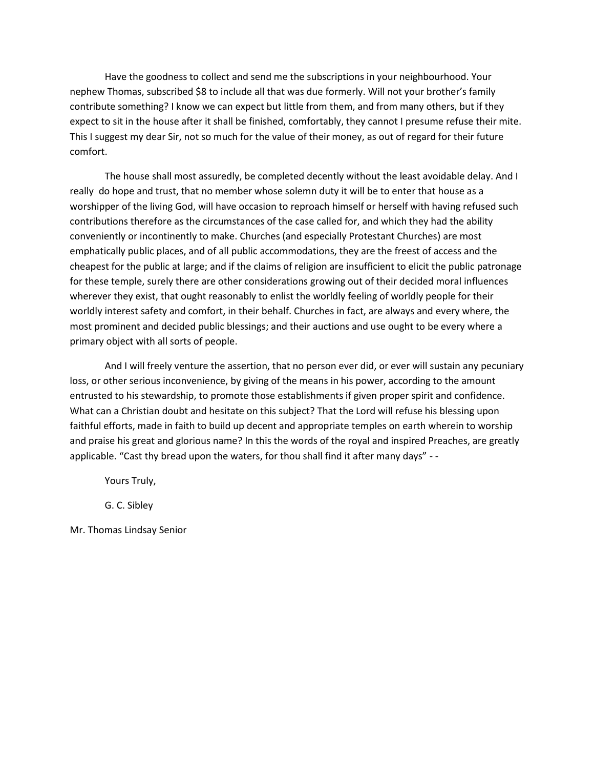Have the goodness to collect and send me the subscriptions in your neighbourhood. Your nephew Thomas, subscribed $8 to include all that was due formerly. Will not your brother's family contribute something? I know we can expect but little from them, and from many others, but if they expect to sit in the house after it shall be finished, comfortably, they cannot I presume refuse their mite. This I suggest my dear Sir, not so much for the value of their money, as out of regard for their future comfort.

The house shall most assuredly, be completed decently without the least avoidable delay. And I really do hope and trust, that no member whose solemn duty it will be to enter that house as a worshipper of the living God, will have occasion to reproach himself or herself with having refused such contributions therefore as the circumstances of the case called for, and which they had the ability conveniently or incontinently to make. Churches (and especially Protestant Churches) are most emphatically public places, and of all public accommodations, they are the freest of access and the cheapest for the public at large; and if the claims of religion are insufficient to elicit the public patronage for these temple, surely there are other considerations growing out of their decided moral influences wherever they exist, that ought reasonably to enlist the worldly feeling of worldly people for their worldly interest safety and comfort, in their behalf. Churches in fact, are always and every where, the most prominent and decided public blessings; and their auctions and use ought to be every where a primary object with all sorts of people.

And I will freely venture the assertion, that no person ever did, or ever will sustain any pecuniary loss, or other serious inconvenience, by giving of the means in his power, according to the amount entrusted to his stewardship, to promote those establishments if given proper spirit and confidence. What can a Christian doubt and hesitate on this subject? That the Lord will refuse his blessing upon faithful efforts, made in faith to build up decent and appropriate temples on earth wherein to worship and praise his great and glorious name? In this the words of the royal and inspired Preaches, are greatly applicable. "Cast thy bread upon the waters, for thou shall find it after many days" - -

Yours Truly,

G. C. Sibley

Mr. Thomas Lindsay Senior